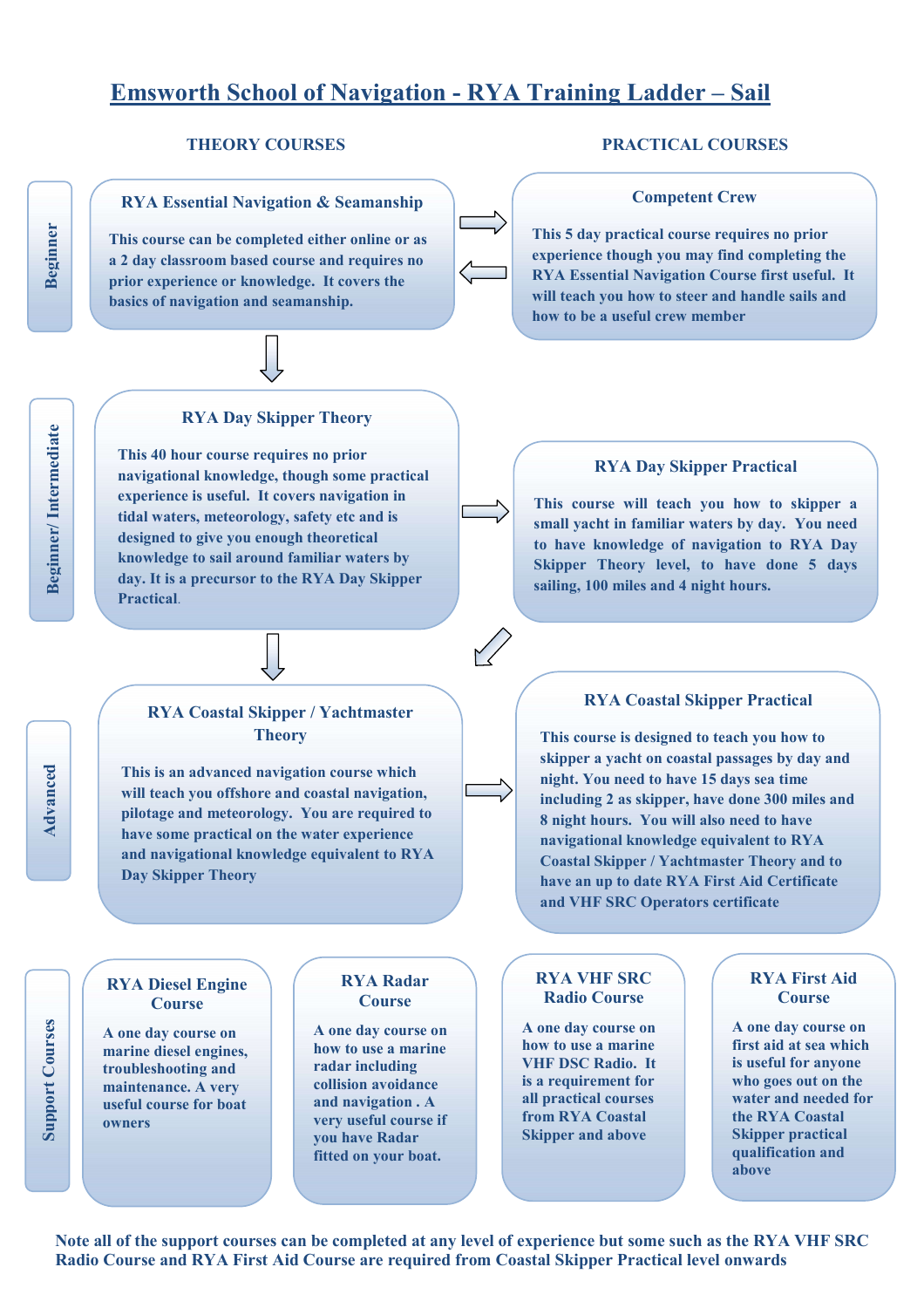# Emsworth School of Navigation - RYA Training Ladder – Sail

## THEORY COURSES / PRACTICAL COURSES

## Beginner

### RYA Essential Navigation & Seamanship

This course can be completed either online or as a 2 day classroom based course and requires no prior experience or knowledge. It covers the basics of navigation and seamanship.

### Competent Crew

This 5 day practical course requires no prior experience though you may find completing the RYA Essential Navigation Course first useful. It will teach you how to steer and handle sails and how to be a useful crew member

## Beginner/ Intermediate

### RYA Day Skipper Theory

This 40 hour course requires no prior navigational knowledge, though some practical experience is useful. It covers navigation in tidal waters, meteorology, safety etc and is designed to give you enough theoretical knowledge to sail around familiar waters by day. It is a precursor to the RYA Day Skipper Practical.

### RYA Day Skipper Practical

This course will teach you how to skipper a small yacht in familiar waters by day. You need to have knowledge of navigation to RYA Day Skipper Theory level, to have done 5 days sailing, 100 miles and 4 night hours.

## Advanced

### RYA Coastal Skipper / Yachtmaster Theory

This is an advanced navigation course which will teach you offshore and coastal navigation, pilotage and meteorology. You are required to have some practical on the water experience and navigational knowledge equivalent to RYA Day Skipper Theory

### RYA Coastal Skipper Practical

This course is designed to teach you how to skipper a yacht on coastal passages by day and night. You need to have 15 days sea time including 2 as skipper, have done 300 miles and 8 night hours. You will also need to have navigational knowledge equivalent to RYA Coastal Skipper / Yachtmaster Theory and to have an up to date RYA First Aid Certificate and VHF SRC Operators certificate

## Support Courses

### RYA Diesel Engine Course

A one day course on marine diesel engines, troubleshooting and maintenance. A very useful course for boat owners

### RYA Radar Course

A one day course on how to use a marine radar including collision avoidance and navigation . A very useful course if you have Radar fitted on your boat.

### RYA VHF SRC Radio Course

A one day course on how to use a marine VHF DSC Radio. It is a requirement for all practical courses from RYA Coastal Skipper and above

### RYA First Aid Course

A one day course on first aid at sea which is useful for anyone who goes out on the water and needed for the RYA Coastal Skipper practical qualification and above

**Note all of the support courses can be completed at any level of experience but some such as the RYA VHF SRC Radio Course and RYA First Aid Course are required from Coastal Skipper Practical level onwards**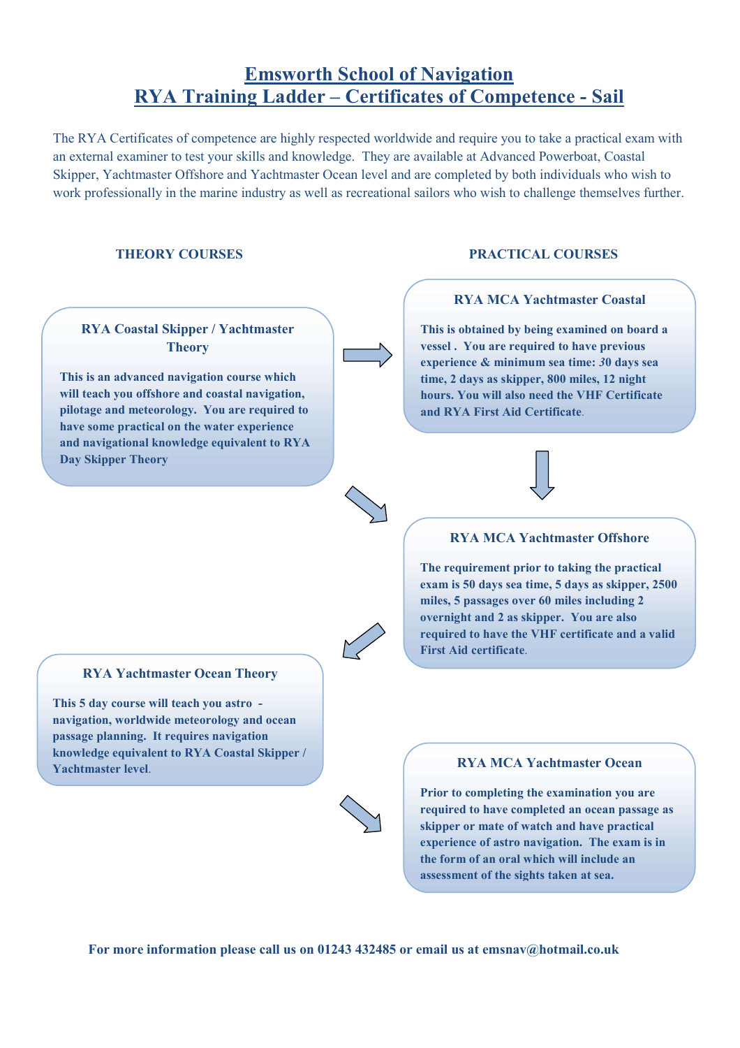# Emsworth School of Navigation
# RYA Training Ladder – Certificates of Competence - Sail

The RYA Certificates of competence are highly respected worldwide and require you to take a practical exam with an external examiner to test your skills and knowledge. They are available at Advanced Powerboat, Coastal Skipper, Yachtmaster Offshore and Yachtmaster Ocean level and are completed by both individuals who wish to work professionally in the marine industry as well as recreational sailors who wish to challenge themselves further.

## THEORY COURSES

### RYA Coastal Skipper / Yachtmaster Theory

**This is an advanced navigation course which will teach you offshore and coastal navigation, pilotage and meteorology. You are required to have some practical on the water experience and navigational knowledge equivalent to RYA Day Skipper Theory**

### RYA Yachtmaster Ocean Theory

**This 5 day course will teach you astro - navigation, worldwide meteorology and ocean passage planning. It requires navigation knowledge equivalent to RYA Coastal Skipper / Yachtmaster level.**

## PRACTICAL COURSES

### RYA MCA Yachtmaster Coastal

**This is obtained by being examined on board a vessel . You are required to have previous experience & minimum sea time: *30* days sea time, 2 days as skipper, 800 miles, 12 night hours. You will also need the VHF Certificate and RYA First Aid Certificate.**

### RYA MCA Yachtmaster Offshore

**The requirement prior to taking the practical exam is 50 days sea time, 5 days as skipper, 2500 miles, 5 passages over 60 miles including 2 overnight and 2 as skipper. You are also required to have the VHF certificate and a valid First Aid certificate.**

### RYA MCA Yachtmaster Ocean

**Prior to completing the examination you are required to have completed an ocean passage as skipper or mate of watch and have practical experience of astro navigation. The exam is in the form of an oral which will include an assessment of the sights taken at sea.**

**For more information please call us on 01243 432485 or email us at emsnav@hotmail.co.uk**